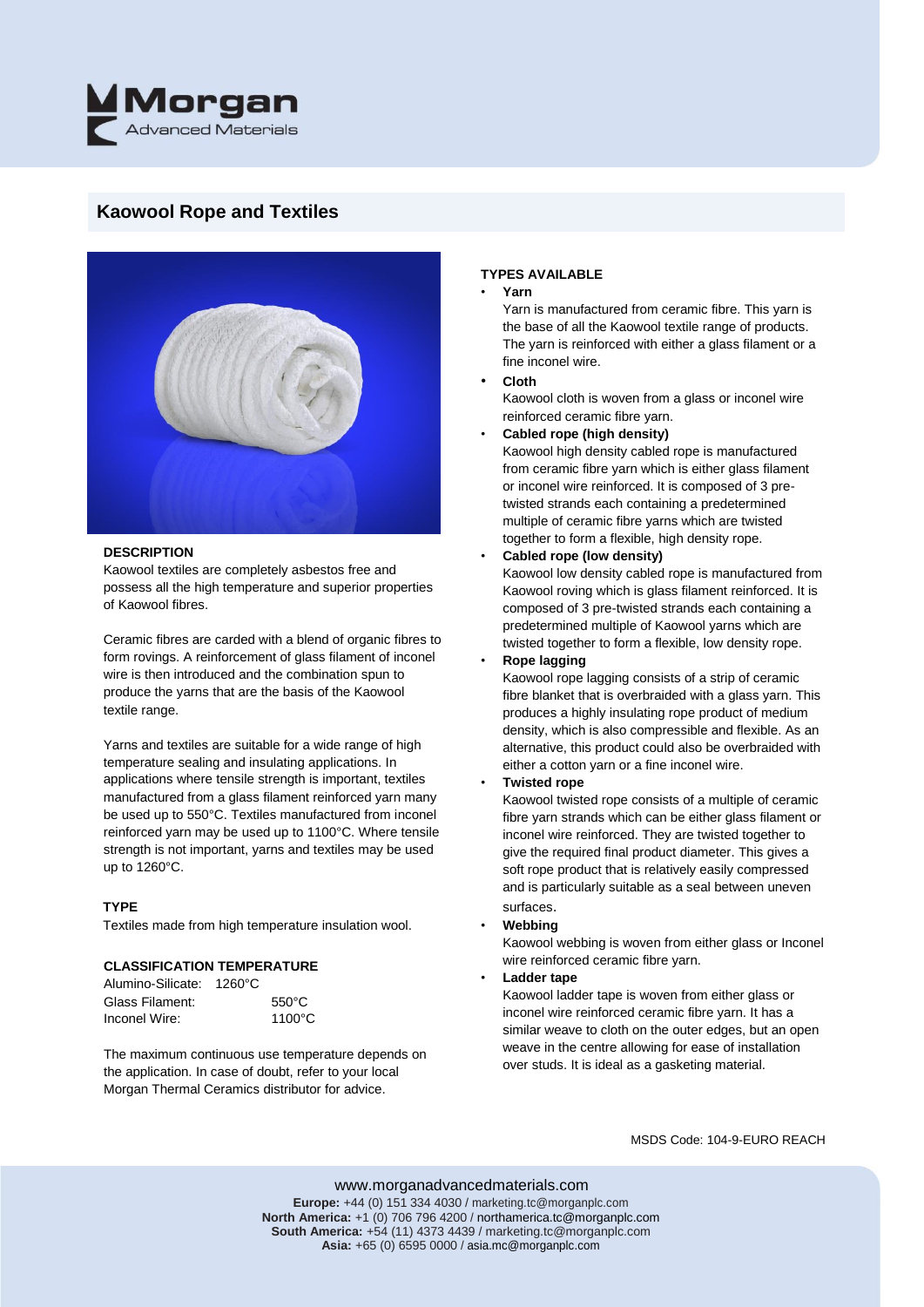# Kaowool Rope and Textiles

### DESCRIPTION

Kaowool textiles are completely asbestos free and possess all the high temperature and superior properties of Kaowool fibres.

Ceramic fibres are carded with a blend of organic fibres to form rovings. A reinforcement of glass filament of inconel wire is then introduced and the combination spun to produce the yarns that are the basis of the Kaowool textile range.

Yarns and textiles are suitable for a wide range of high temperature sealing and insulating applications. In applications where tensile strength is important, textiles manufactured from a glass filament reinforced yarn many be used up to 550°C. Textiles manufactured from inconel reinforced yarn may be used up to 1100°C. Where tensile strength is not important, yarns and textiles may be used up to 1260°C.

### TYPE

Textiles made from high temperature insulation wool.

### CLASSIFICATION TEMPERATURE

| | |
|---|---|
| Alumino-Silicate: | 1260°C |
| Glass Filament: | 550°C |
| Inconel Wire: | 1100°C |

The maximum continuous use temperature depends on the application. In case of doubt, refer to your local Morgan Thermal Ceramics distributor for advice.

### TYPES AVAILABLE

- **Yarn**
  Yarn is manufactured from ceramic fibre. This yarn is the base of all the Kaowool textile range of products. The yarn is reinforced with either a glass filament or a fine inconel wire.
- **Cloth**
  Kaowool cloth is woven from a glass or inconel wire reinforced ceramic fibre yarn.
- **Cabled rope (high density)**
  Kaowool high density cabled rope is manufactured from ceramic fibre yarn which is either glass filament or inconel wire reinforced. It is composed of 3 pre-twisted strands each containing a predetermined multiple of ceramic fibre yarns which are twisted together to form a flexible, high density rope.
- **Cabled rope (low density)**
  Kaowool low density cabled rope is manufactured from Kaowool roving which is glass filament reinforced. It is composed of 3 pre-twisted strands each containing a predetermined multiple of Kaowool yarns which are twisted together to form a flexible, low density rope.
- **Rope lagging**
  Kaowool rope lagging consists of a strip of ceramic fibre blanket that is overbraided with a glass yarn. This produces a highly insulating rope product of medium density, which is also compressible and flexible. As an alternative, this product could also be overbraided with either a cotton yarn or a fine inconel wire.
- **Twisted rope**
  Kaowool twisted rope consists of a multiple of ceramic fibre yarn strands which can be either glass filament or inconel wire reinforced. They are twisted together to give the required final product diameter. This gives a soft rope product that is relatively easily compressed and is particularly suitable as a seal between uneven surfaces.
- **Webbing**
  Kaowool webbing is woven from either glass or Inconel wire reinforced ceramic fibre yarn.
- **Ladder tape**
  Kaowool ladder tape is woven from either glass or inconel wire reinforced ceramic fibre yarn. It has a similar weave to cloth on the outer edges, but an open weave in the centre allowing for ease of installation over studs. It is ideal as a gasketing material.

MSDS Code: 104-9-EURO REACH

www.morganadvancedmaterials.com
**Europe:** +44 (0) 151 334 4030 / marketing.tc@morganplc.com
**North America:** +1 (0) 706 796 4200 / northamerica.tc@morganplc.com
**South America:** +54 (11) 4373 4439 / marketing.tc@morganplc.com
**Asia:** +65 (0) 6595 0000 / asia.mc@morganplc.com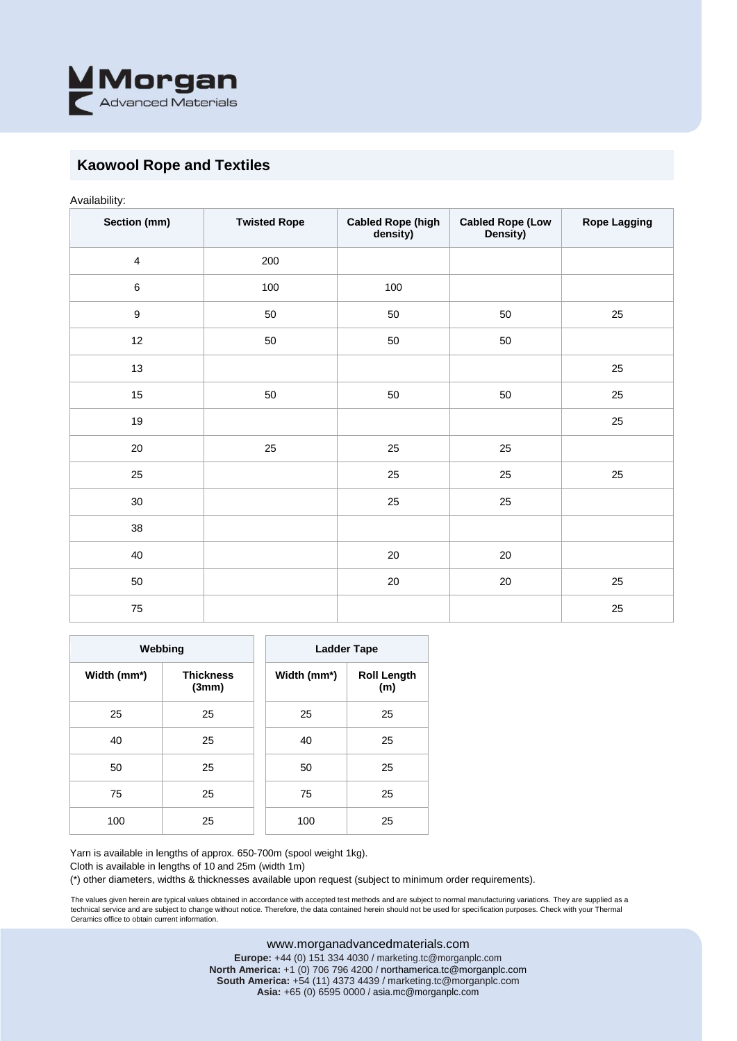## Kaowool Rope and Textiles

Availability:

| Section (mm) | Twisted Rope | Cabled Rope (high density) | Cabled Rope (Low Density) | Rope Lagging |
|---|---|---|---|---|
| 4 | 200 | | | |
| 6 | 100 | 100 | | |
| 9 | 50 | 50 | 50 | 25 |
| 12 | 50 | 50 | 50 | |
| 13 | | | | 25 |
| 15 | 50 | 50 | 50 | 25 |
| 19 | | | | 25 |
| 20 | 25 | 25 | 25 | |
| 25 | | 25 | 25 | 25 |
| 30 | | 25 | 25 | |
| 38 | | | | |
| 40 | | 20 | 20 | |
| 50 | | 20 | 20 | 25 |
| 75 | | | | 25 |

| Webbing | |
|---|---|
| Width (mm*) | Thickness (3mm) |
| 25 | 25 |
| 40 | 25 |
| 50 | 25 |
| 75 | 25 |
| 100 | 25 |

| Ladder Tape | |
|---|---|
| Width (mm*) | Roll Length (m) |
| 25 | 25 |
| 40 | 25 |
| 50 | 25 |
| 75 | 25 |
| 100 | 25 |

Yarn is available in lengths of approx. 650-700m (spool weight 1kg).
Cloth is available in lengths of 10 and 25m (width 1m)
(*) other diameters, widths & thicknesses available upon request (subject to minimum order requirements).

The values given herein are typical values obtained in accordance with accepted test methods and are subject to normal manufacturing variations. They are supplied as a technical service and are subject to change without notice. Therefore, the data contained herein should not be used for specification purposes. Check with your Thermal Ceramics office to obtain current information.

www.morganadvancedmaterials.com
**Europe:** +44 (0) 151 334 4030 / marketing.tc@morganplc.com
**North America:** +1 (0) 706 796 4200 / northamerica.tc@morganplc.com
**South America:** +54 (11) 4373 4439 / marketing.tc@morganplc.com
**Asia:** +65 (0) 6595 0000 / asia.mc@morganplc.com